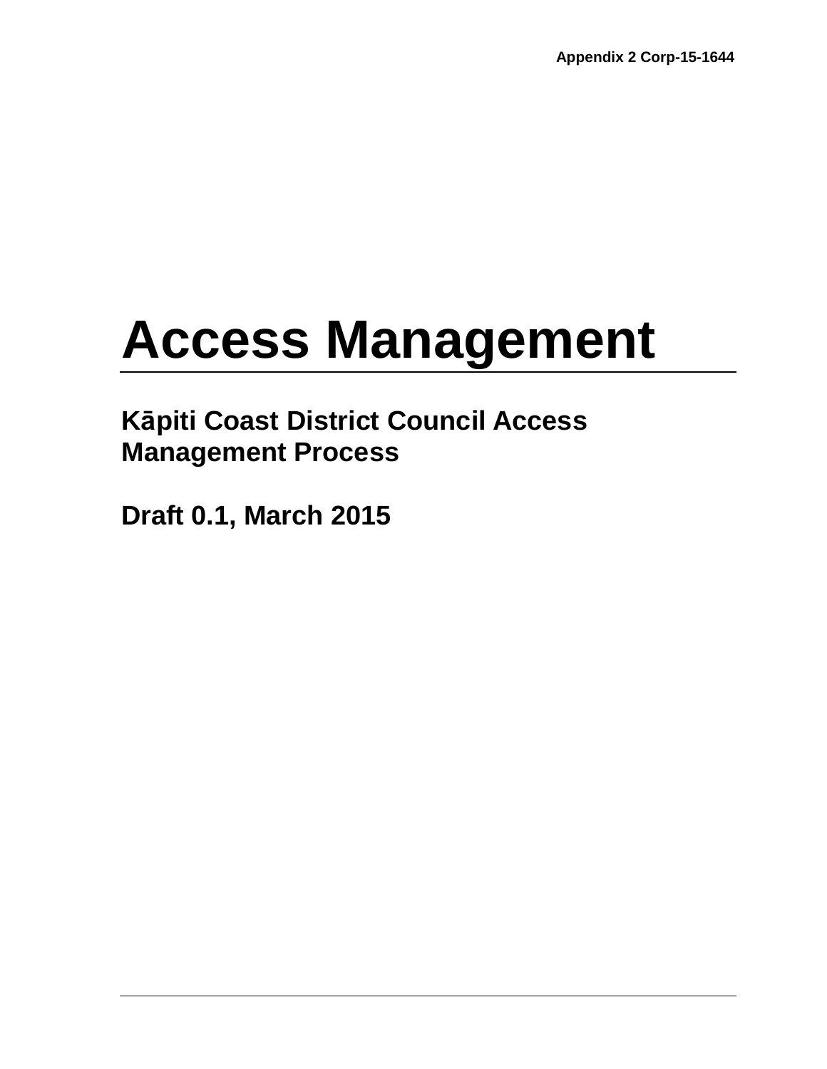Appendix 2 Corp-15-1644

# Access Management

## Kāpiti Coast District Council Access Management Process

## Draft 0.1, March 2015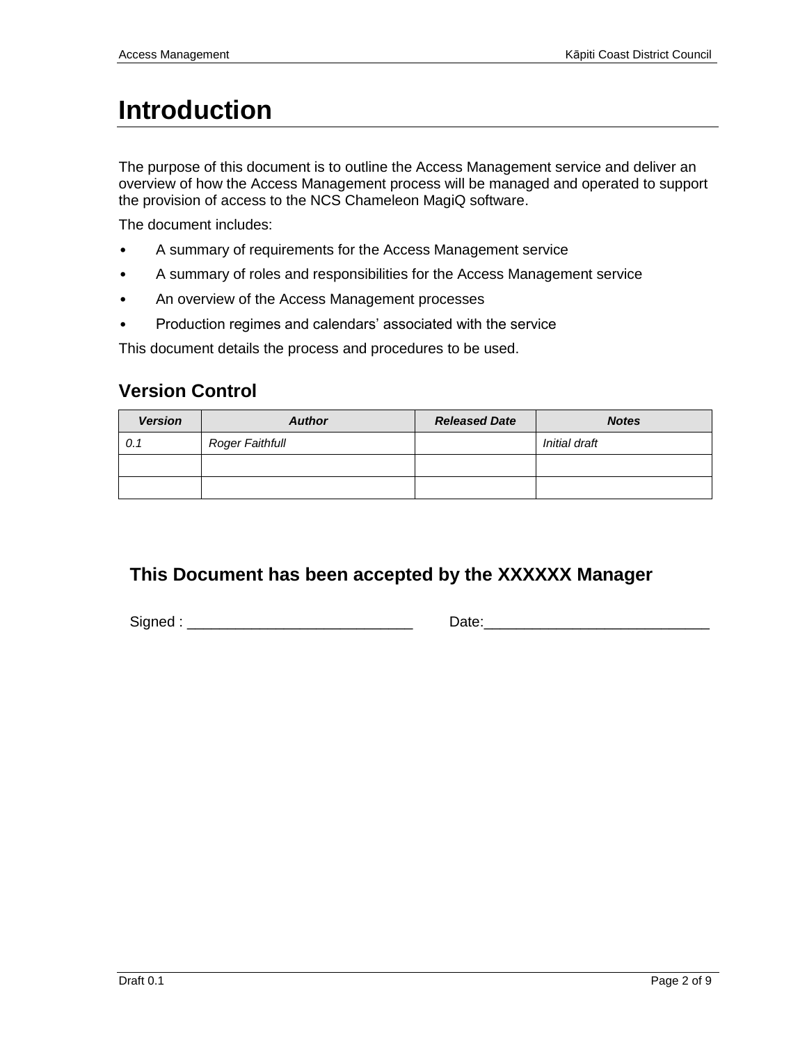# Introduction

The purpose of this document is to outline the Access Management service and deliver an overview of how the Access Management process will be managed and operated to support the provision of access to the NCS Chameleon MagiQ software.

The document includes:

- A summary of requirements for the Access Management service
- A summary of roles and responsibilities for the Access Management service
- An overview of the Access Management processes
- Production regimes and calendars' associated with the service

This document details the process and procedures to be used.

## Version Control

| *Version* | *Author* | *Released Date* | *Notes* |
| --- | --- | --- | --- |
| *0.1* | *Roger Faithfull* | | *Initial draft* |
| | | | |
| | | | |

## This Document has been accepted by the XXXXXX Manager

Signed : ____________________________ Date:____________________________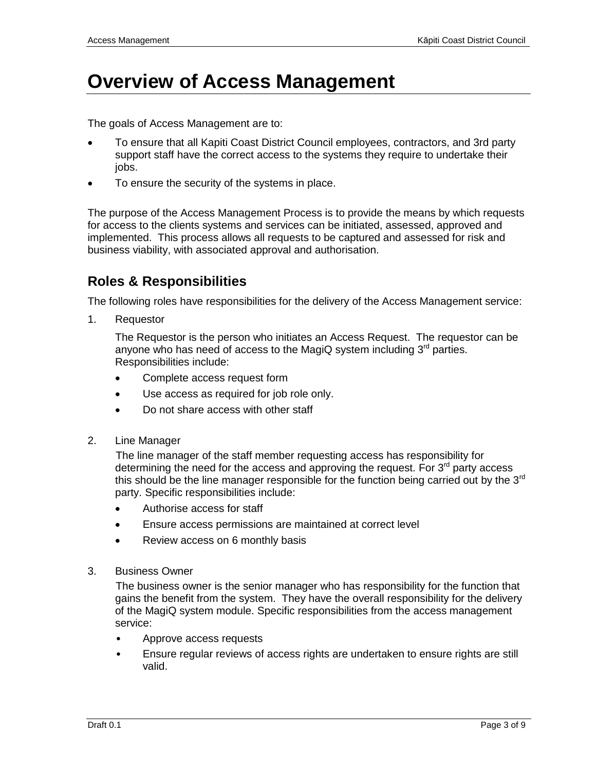# Overview of Access Management

The goals of Access Management are to:

- To ensure that all Kapiti Coast District Council employees, contractors, and 3rd party support staff have the correct access to the systems they require to undertake their jobs.
- To ensure the security of the systems in place.

The purpose of the Access Management Process is to provide the means by which requests for access to the clients systems and services can be initiated, assessed, approved and implemented. This process allows all requests to be captured and assessed for risk and business viability, with associated approval and authorisation.

## Roles & Responsibilities

The following roles have responsibilities for the delivery of the Access Management service:

1. Requestor

   The Requestor is the person who initiates an Access Request. The requestor can be anyone who has need of access to the MagiQ system including 3rd parties. Responsibilities include:

   - Complete access request form
   - Use access as required for job role only.
   - Do not share access with other staff

2. Line Manager

   The line manager of the staff member requesting access has responsibility for determining the need for the access and approving the request. For 3rd party access this should be the line manager responsible for the function being carried out by the 3rd party. Specific responsibilities include:

   - Authorise access for staff
   - Ensure access permissions are maintained at correct level
   - Review access on 6 monthly basis

3. Business Owner

   The business owner is the senior manager who has responsibility for the function that gains the benefit from the system. They have the overall responsibility for the delivery of the MagiQ system module. Specific responsibilities from the access management service:

   - Approve access requests
   - Ensure regular reviews of access rights are undertaken to ensure rights are still valid.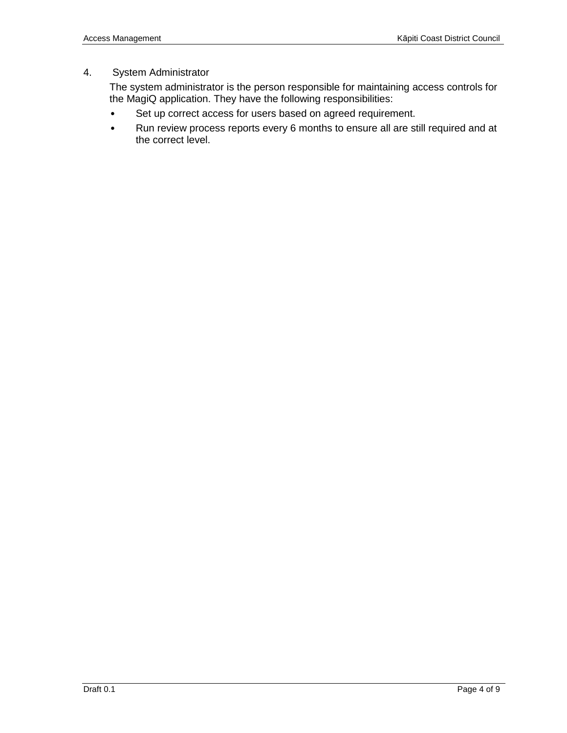## 4. System Administrator

The system administrator is the person responsible for maintaining access controls for the MagiQ application. They have the following responsibilities:

- Set up correct access for users based on agreed requirement.
- Run review process reports every 6 months to ensure all are still required and at the correct level.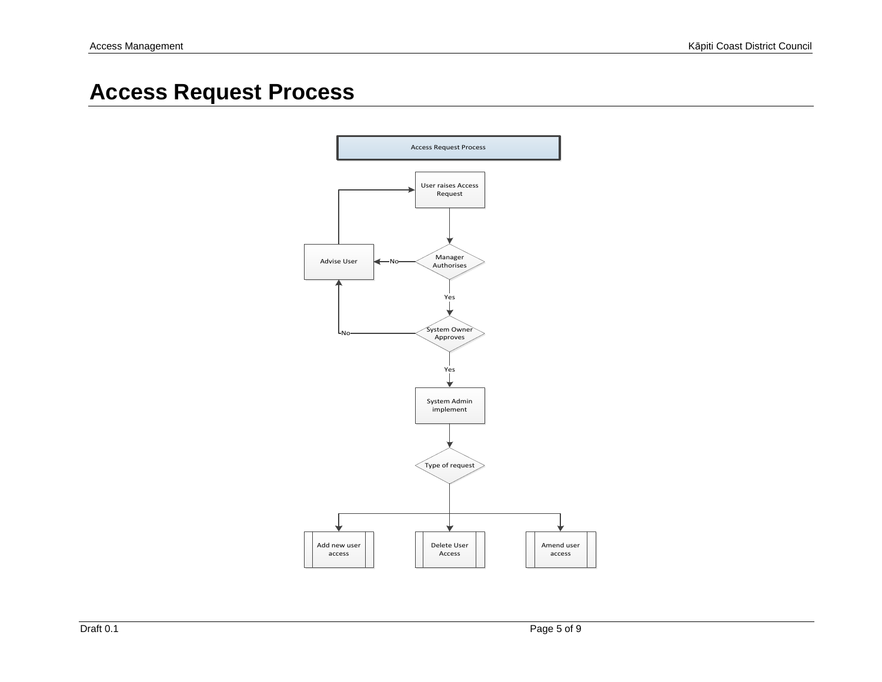# Access Request Process

Access Request Process

User raises Access Request

Manager Authorises

No

Advise User

Yes

System Owner Approves

No

Yes

System Admin implement

Type of request

Add new user access

Delete User Access

Amend user access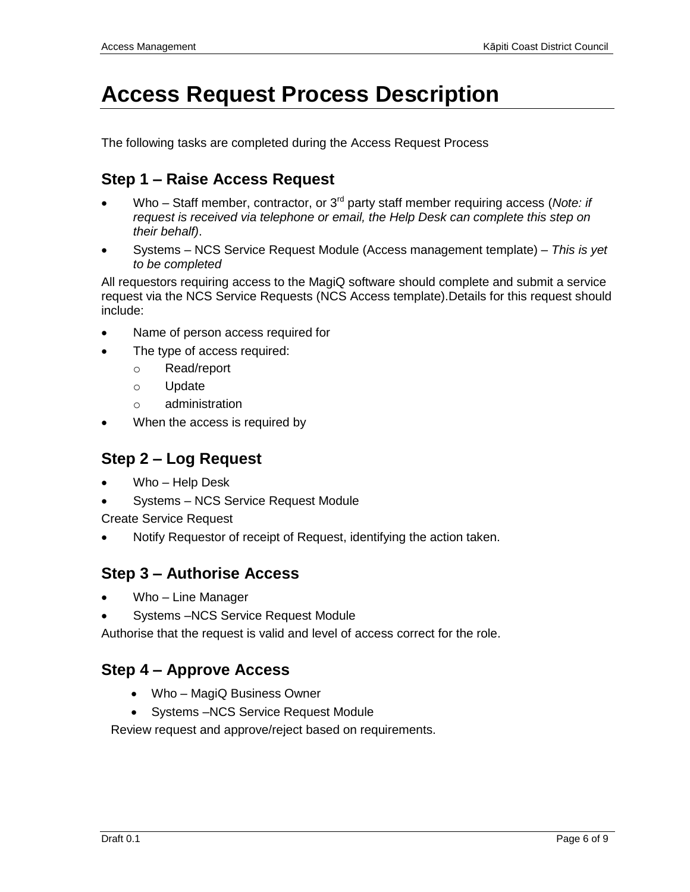# Access Request Process Description

The following tasks are completed during the Access Request Process

## Step 1 – Raise Access Request

- Who – Staff member, contractor, or 3rd party staff member requiring access (*Note: if request is received via telephone or email, the Help Desk can complete this step on their behalf)*.
- Systems – NCS Service Request Module (Access management template) – *This is yet to be completed*

All requestors requiring access to the MagiQ software should complete and submit a service request via the NCS Service Requests (NCS Access template).Details for this request should include:

- Name of person access required for
- The type of access required:
  - Read/report
  - Update
  - administration
- When the access is required by

## Step 2 – Log Request

- Who – Help Desk
- Systems – NCS Service Request Module

Create Service Request

- Notify Requestor of receipt of Request, identifying the action taken.

## Step 3 – Authorise Access

- Who – Line Manager
- Systems –NCS Service Request Module

Authorise that the request is valid and level of access correct for the role.

## Step 4 – Approve Access

- Who – MagiQ Business Owner
- Systems –NCS Service Request Module

Review request and approve/reject based on requirements.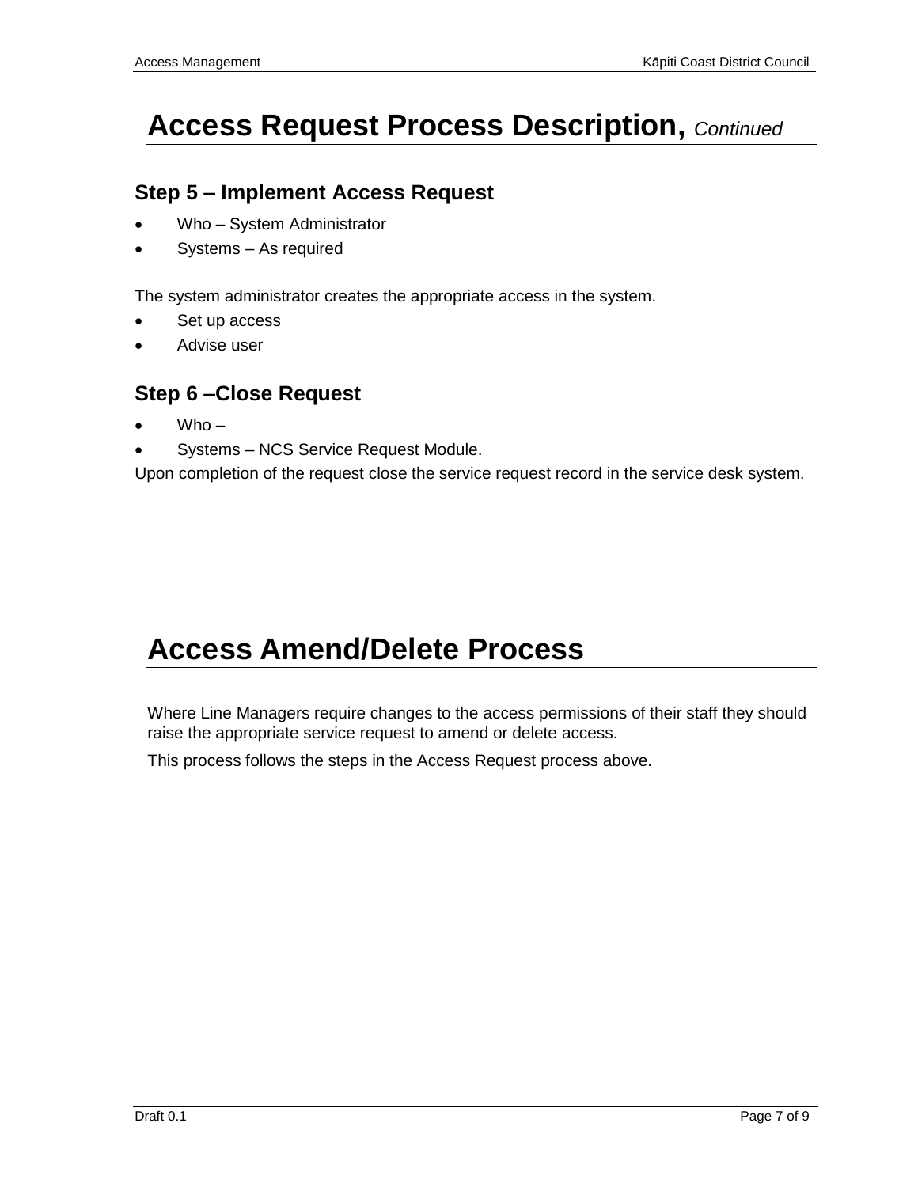# Access Request Process Description, *Continued*

## Step 5 – Implement Access Request

- Who – System Administrator
- Systems – As required

The system administrator creates the appropriate access in the system.

- Set up access
- Advise user

## Step 6 –Close Request

- Who –
- Systems – NCS Service Request Module.

Upon completion of the request close the service request record in the service desk system.

# Access Amend/Delete Process

Where Line Managers require changes to the access permissions of their staff they should raise the appropriate service request to amend or delete access.

This process follows the steps in the Access Request process above.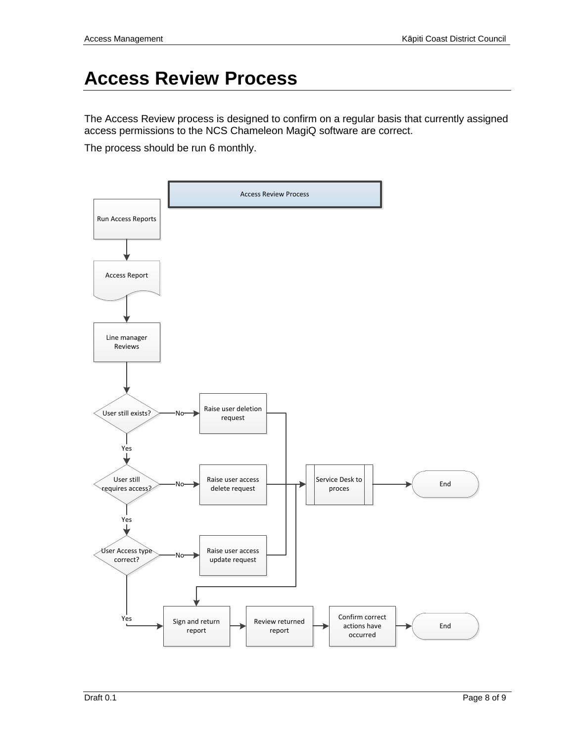# Access Review Process

The Access Review process is designed to confirm on a regular basis that currently assigned access permissions to the NCS Chameleon MagiQ software are correct.

The process should be run 6 monthly.

Access Review Process

Run Access Reports

Access Report

Line manager Reviews

User still exists?

No

Raise user deletion request

Yes

User still requires access?

No

Raise user access delete request

Service Desk to proces

End

Yes

User Access type correct?

No

Raise user access update request

Yes

Sign and return report

Review returned report

Confirm correct actions have occurred

End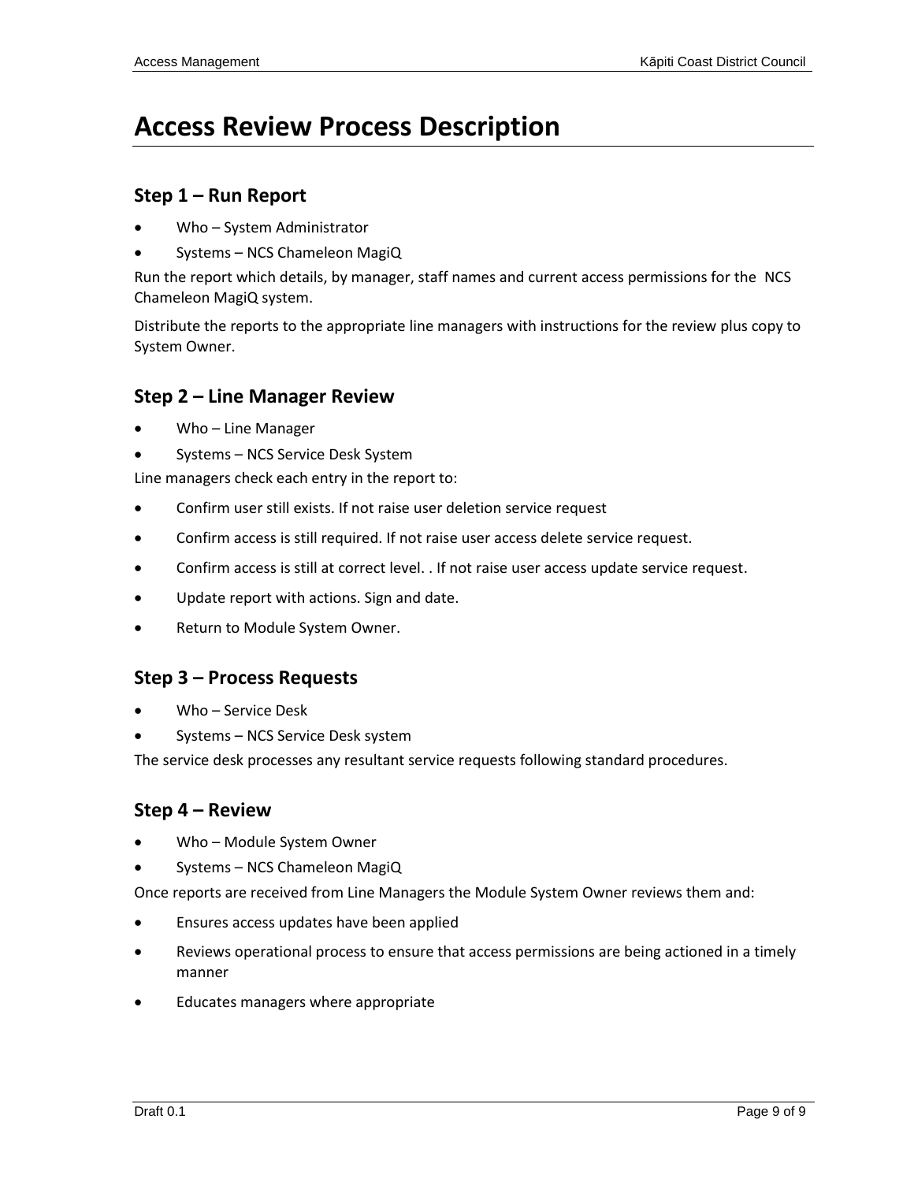# Access Review Process Description

## Step 1 – Run Report

- Who – System Administrator
- Systems – NCS Chameleon MagiQ

Run the report which details, by manager, staff names and current access permissions for the NCS Chameleon MagiQ system.

Distribute the reports to the appropriate line managers with instructions for the review plus copy to System Owner.

## Step 2 – Line Manager Review

- Who – Line Manager
- Systems – NCS Service Desk System

Line managers check each entry in the report to:

- Confirm user still exists. If not raise user deletion service request
- Confirm access is still required. If not raise user access delete service request.
- Confirm access is still at correct level. . If not raise user access update service request.
- Update report with actions. Sign and date.
- Return to Module System Owner.

## Step 3 – Process Requests

- Who – Service Desk
- Systems – NCS Service Desk system

The service desk processes any resultant service requests following standard procedures.

## Step 4 – Review

- Who – Module System Owner
- Systems – NCS Chameleon MagiQ

Once reports are received from Line Managers the Module System Owner reviews them and:

- Ensures access updates have been applied
- Reviews operational process to ensure that access permissions are being actioned in a timely manner
- Educates managers where appropriate